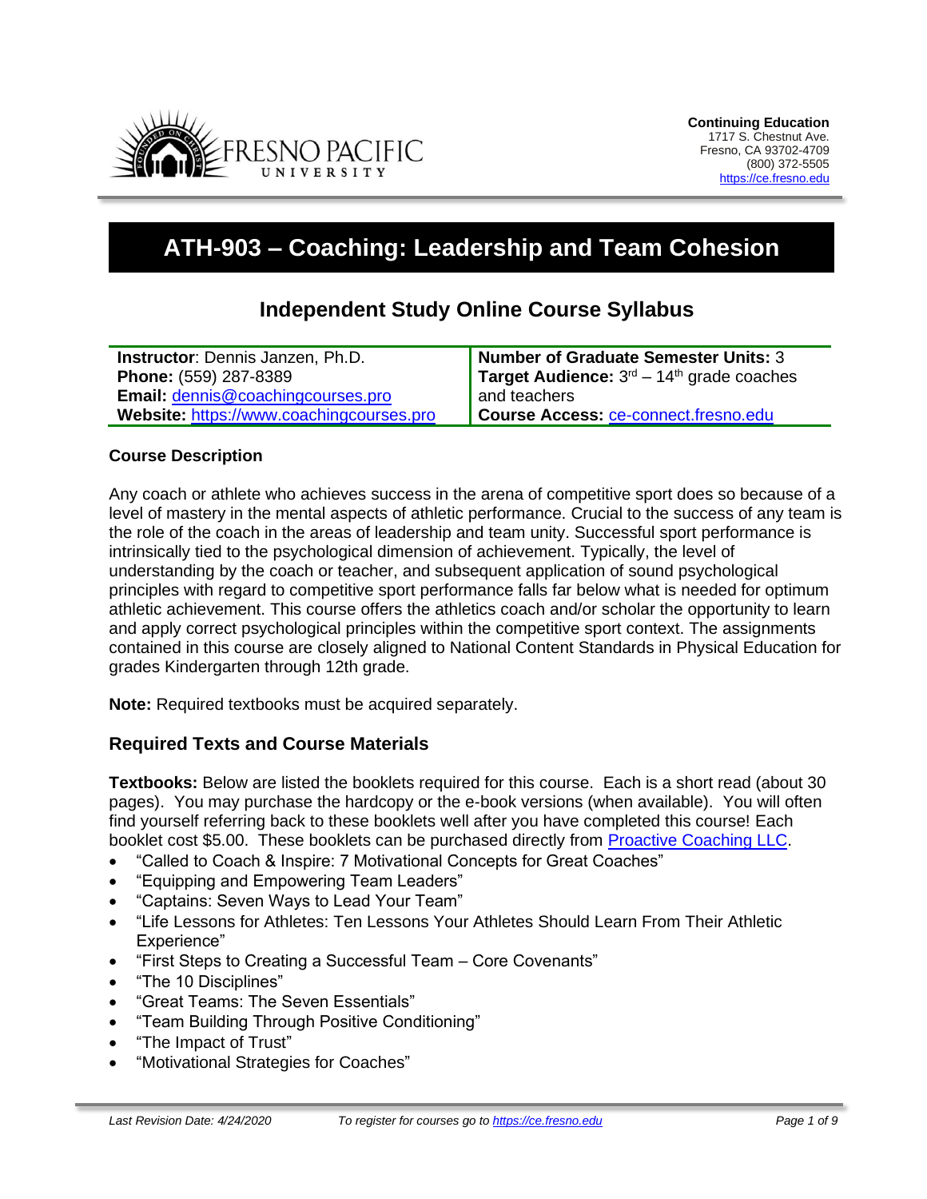**Continuing Education**
1717 S. Chestnut Ave.
Fresno, CA 93702-4709
(800) 372-5505
https://ce.fresno.edu

# ATH-903 – Coaching: Leadership and Team Cohesion

## Independent Study Online Course Syllabus

| **Instructor**: Dennis Janzen, Ph.D. | **Number of Graduate Semester Units:** 3 |
|---|---|
| **Phone:** (559) 287-8389 | **Target Audience:** 3rd – 14th grade coaches and teachers |
| **Email:** dennis@coachingcourses.pro | |
| **Website:** https://www.coachingcourses.pro | **Course Access:** ce-connect.fresno.edu |

### Course Description

Any coach or athlete who achieves success in the arena of competitive sport does so because of a level of mastery in the mental aspects of athletic performance. Crucial to the success of any team is the role of the coach in the areas of leadership and team unity. Successful sport performance is intrinsically tied to the psychological dimension of achievement. Typically, the level of understanding by the coach or teacher, and subsequent application of sound psychological principles with regard to competitive sport performance falls far below what is needed for optimum athletic achievement. This course offers the athletics coach and/or scholar the opportunity to learn and apply correct psychological principles within the competitive sport context. The assignments contained in this course are closely aligned to National Content Standards in Physical Education for grades Kindergarten through 12th grade.

**Note:** Required textbooks must be acquired separately.

### Required Texts and Course Materials

**Textbooks:** Below are listed the booklets required for this course. Each is a short read (about 30 pages). You may purchase the hardcopy or the e-book versions (when available). You will often find yourself referring back to these booklets well after you have completed this course! Each booklet cost $5.00. These booklets can be purchased directly from Proactive Coaching LLC.

- "Called to Coach & Inspire: 7 Motivational Concepts for Great Coaches"
- "Equipping and Empowering Team Leaders"
- "Captains: Seven Ways to Lead Your Team"
- "Life Lessons for Athletes: Ten Lessons Your Athletes Should Learn From Their Athletic Experience"
- "First Steps to Creating a Successful Team – Core Covenants"
- "The 10 Disciplines"
- "Great Teams: The Seven Essentials"
- "Team Building Through Positive Conditioning"
- "The Impact of Trust"
- "Motivational Strategies for Coaches"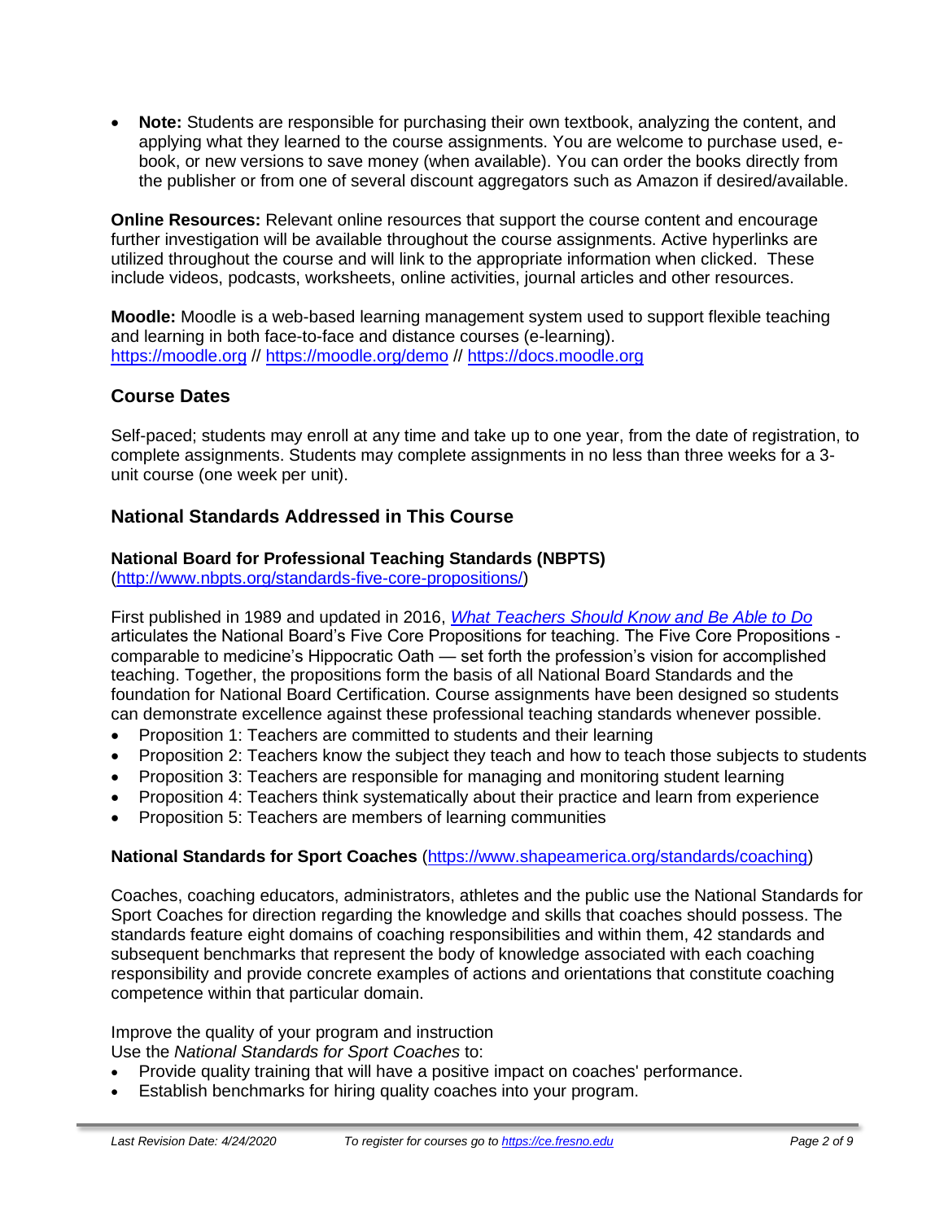- **Note:** Students are responsible for purchasing their own textbook, analyzing the content, and applying what they learned to the course assignments. You are welcome to purchase used, e-book, or new versions to save money (when available). You can order the books directly from the publisher or from one of several discount aggregators such as Amazon if desired/available.

**Online Resources:** Relevant online resources that support the course content and encourage further investigation will be available throughout the course assignments. Active hyperlinks are utilized throughout the course and will link to the appropriate information when clicked. These include videos, podcasts, worksheets, online activities, journal articles and other resources.

**Moodle:** Moodle is a web-based learning management system used to support flexible teaching and learning in both face-to-face and distance courses (e-learning). https://moodle.org // https://moodle.org/demo // https://docs.moodle.org

## Course Dates

Self-paced; students may enroll at any time and take up to one year, from the date of registration, to complete assignments. Students may complete assignments in no less than three weeks for a 3-unit course (one week per unit).

## National Standards Addressed in This Course

**National Board for Professional Teaching Standards (NBPTS)**
(http://www.nbpts.org/standards-five-core-propositions/)

First published in 1989 and updated in 2016, *What Teachers Should Know and Be Able to Do* articulates the National Board's Five Core Propositions for teaching. The Five Core Propositions - comparable to medicine's Hippocratic Oath — set forth the profession's vision for accomplished teaching. Together, the propositions form the basis of all National Board Standards and the foundation for National Board Certification. Course assignments have been designed so students can demonstrate excellence against these professional teaching standards whenever possible.

- Proposition 1: Teachers are committed to students and their learning
- Proposition 2: Teachers know the subject they teach and how to teach those subjects to students
- Proposition 3: Teachers are responsible for managing and monitoring student learning
- Proposition 4: Teachers think systematically about their practice and learn from experience
- Proposition 5: Teachers are members of learning communities

**National Standards for Sport Coaches** (https://www.shapeamerica.org/standards/coaching)

Coaches, coaching educators, administrators, athletes and the public use the National Standards for Sport Coaches for direction regarding the knowledge and skills that coaches should possess. The standards feature eight domains of coaching responsibilities and within them, 42 standards and subsequent benchmarks that represent the body of knowledge associated with each coaching responsibility and provide concrete examples of actions and orientations that constitute coaching competence within that particular domain.

Improve the quality of your program and instruction
Use the *National Standards for Sport Coaches* to:

- Provide quality training that will have a positive impact on coaches' performance.
- Establish benchmarks for hiring quality coaches into your program.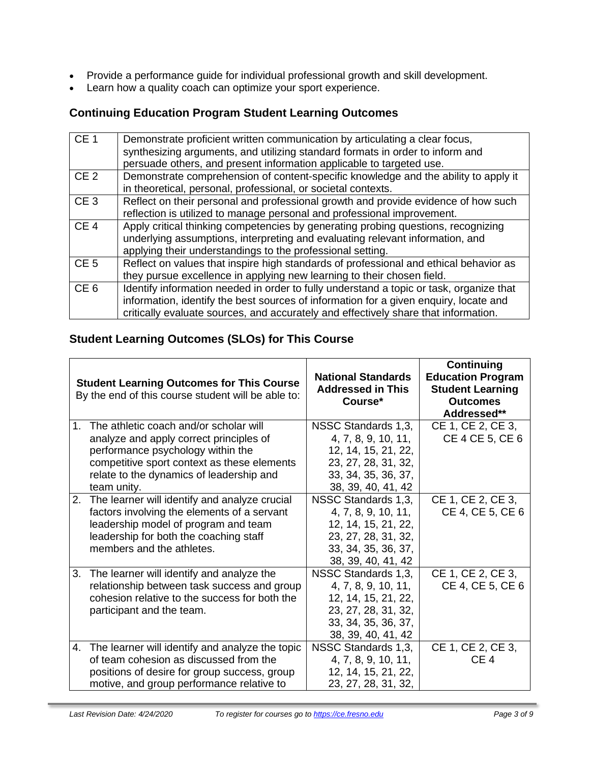- Provide a performance guide for individual professional growth and skill development.
- Learn how a quality coach can optimize your sport experience.

## Continuing Education Program Student Learning Outcomes

| | |
|---|---|
| CE 1 | Demonstrate proficient written communication by articulating a clear focus, synthesizing arguments, and utilizing standard formats in order to inform and persuade others, and present information applicable to targeted use. |
| CE 2 | Demonstrate comprehension of content-specific knowledge and the ability to apply it in theoretical, personal, professional, or societal contexts. |
| CE 3 | Reflect on their personal and professional growth and provide evidence of how such reflection is utilized to manage personal and professional improvement. |
| CE 4 | Apply critical thinking competencies by generating probing questions, recognizing underlying assumptions, interpreting and evaluating relevant information, and applying their understandings to the professional setting. |
| CE 5 | Reflect on values that inspire high standards of professional and ethical behavior as they pursue excellence in applying new learning to their chosen field. |
| CE 6 | Identify information needed in order to fully understand a topic or task, organize that information, identify the best sources of information for a given enquiry, locate and critically evaluate sources, and accurately and effectively share that information. |

## Student Learning Outcomes (SLOs) for This Course

| **Student Learning Outcomes for This Course** By the end of this course student will be able to: | **National Standards Addressed in This Course*** | **Continuing Education Program Student Learning Outcomes Addressed**** |
|---|---|---|
| 1. The athletic coach and/or scholar will analyze and apply correct principles of performance psychology within the competitive sport context as these elements relate to the dynamics of leadership and team unity. | NSSC Standards 1,3, 4, 7, 8, 9, 10, 11, 12, 14, 15, 21, 22, 23, 27, 28, 31, 32, 33, 34, 35, 36, 37, 38, 39, 40, 41, 42 | CE 1, CE 2, CE 3, CE 4 CE 5, CE 6 |
| 2. The learner will identify and analyze crucial factors involving the elements of a servant leadership model of program and team leadership for both the coaching staff members and the athletes. | NSSC Standards 1,3, 4, 7, 8, 9, 10, 11, 12, 14, 15, 21, 22, 23, 27, 28, 31, 32, 33, 34, 35, 36, 37, 38, 39, 40, 41, 42 | CE 1, CE 2, CE 3, CE 4, CE 5, CE 6 |
| 3. The learner will identify and analyze the relationship between task success and group cohesion relative to the success for both the participant and the team. | NSSC Standards 1,3, 4, 7, 8, 9, 10, 11, 12, 14, 15, 21, 22, 23, 27, 28, 31, 32, 33, 34, 35, 36, 37, 38, 39, 40, 41, 42 | CE 1, CE 2, CE 3, CE 4, CE 5, CE 6 |
| 4. The learner will identify and analyze the topic of team cohesion as discussed from the positions of desire for group success, group motive, and group performance relative to | NSSC Standards 1,3, 4, 7, 8, 9, 10, 11, 12, 14, 15, 21, 22, 23, 27, 28, 31, 32, | CE 1, CE 2, CE 3, CE 4 |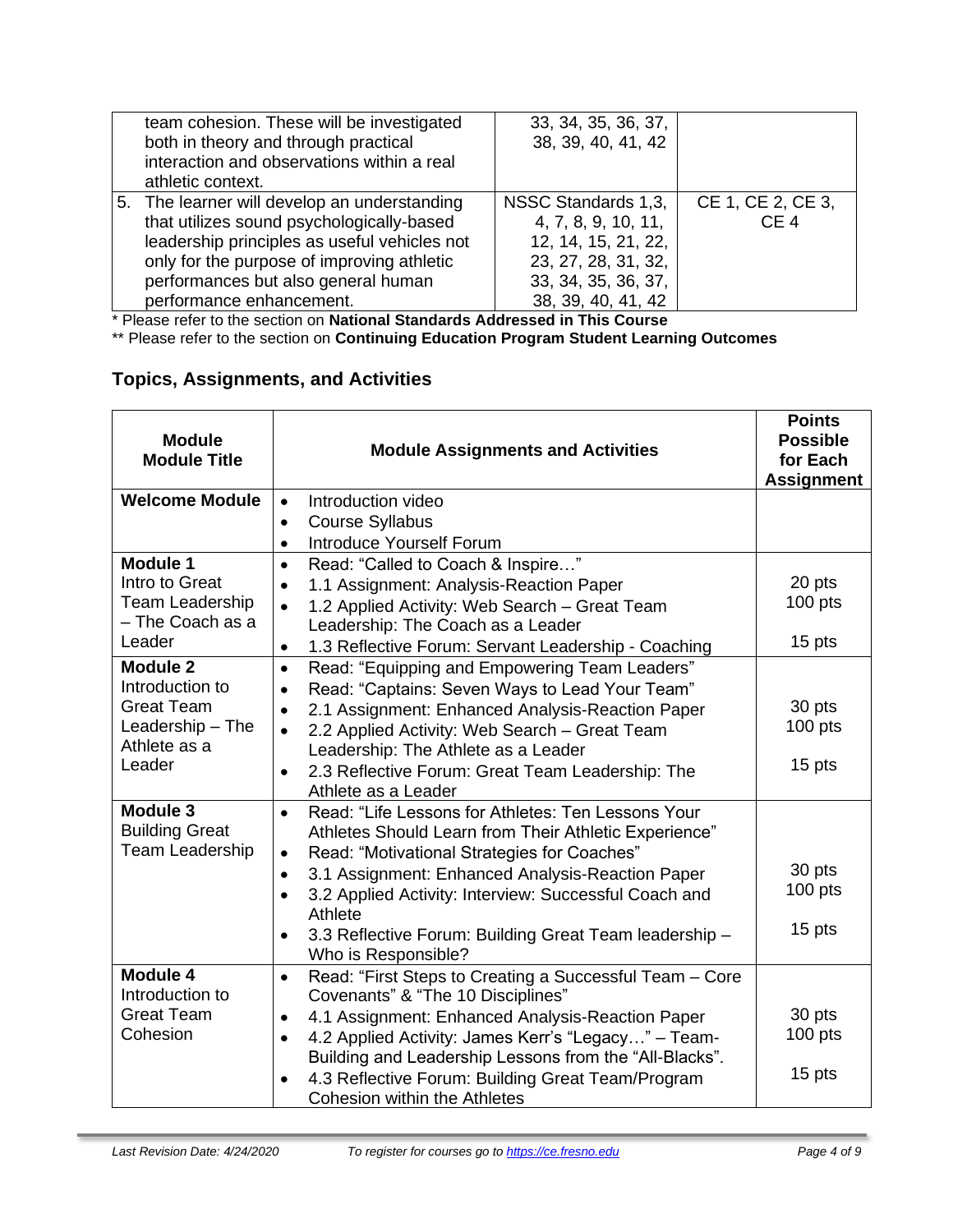| | | |
|---|---|---|
| team cohesion. These will be investigated both in theory and through practical interaction and observations within a real athletic context. | 33, 34, 35, 36, 37, 38, 39, 40, 41, 42 | |
| 5. The learner will develop an understanding that utilizes sound psychologically-based leadership principles as useful vehicles not only for the purpose of improving athletic performances but also general human performance enhancement. | NSSC Standards 1,3, 4, 7, 8, 9, 10, 11, 12, 14, 15, 21, 22, 23, 27, 28, 31, 32, 33, 34, 35, 36, 37, 38, 39, 40, 41, 42 | CE 1, CE 2, CE 3, CE 4 |

\* Please refer to the section on **National Standards Addressed in This Course**

\*\* Please refer to the section on **Continuing Education Program Student Learning Outcomes**

## Topics, Assignments, and Activities

| **Module Module Title** | **Module Assignments and Activities** | **Points Possible for Each Assignment** |
|---|---|---|
| **Welcome Module** | • Introduction video<br>• Course Syllabus<br>• Introduce Yourself Forum | |
| **Module 1** Intro to Great Team Leadership – The Coach as a Leader | • Read: "Called to Coach & Inspire…"<br>• 1.1 Assignment: Analysis-Reaction Paper<br>• 1.2 Applied Activity: Web Search – Great Team Leadership: The Coach as a Leader<br>• 1.3 Reflective Forum: Servant Leadership - Coaching | 20 pts<br>100 pts<br>15 pts |
| **Module 2** Introduction to Great Team Leadership – The Athlete as a Leader | • Read: "Equipping and Empowering Team Leaders"<br>• Read: "Captains: Seven Ways to Lead Your Team"<br>• 2.1 Assignment: Enhanced Analysis-Reaction Paper<br>• 2.2 Applied Activity: Web Search – Great Team Leadership: The Athlete as a Leader<br>• 2.3 Reflective Forum: Great Team Leadership: The Athlete as a Leader | 30 pts<br>100 pts<br>15 pts |
| **Module 3** Building Great Team Leadership | • Read: "Life Lessons for Athletes: Ten Lessons Your Athletes Should Learn from Their Athletic Experience"<br>• Read: "Motivational Strategies for Coaches"<br>• 3.1 Assignment: Enhanced Analysis-Reaction Paper<br>• 3.2 Applied Activity: Interview: Successful Coach and Athlete<br>• 3.3 Reflective Forum: Building Great Team leadership – Who is Responsible? | 30 pts<br>100 pts<br>15 pts |
| **Module 4** Introduction to Great Team Cohesion | • Read: "First Steps to Creating a Successful Team – Core Covenants" & "The 10 Disciplines"<br>• 4.1 Assignment: Enhanced Analysis-Reaction Paper<br>• 4.2 Applied Activity: James Kerr's "Legacy…" – Team-Building and Leadership Lessons from the "All-Blacks".<br>• 4.3 Reflective Forum: Building Great Team/Program Cohesion within the Athletes | 30 pts<br>100 pts<br>15 pts |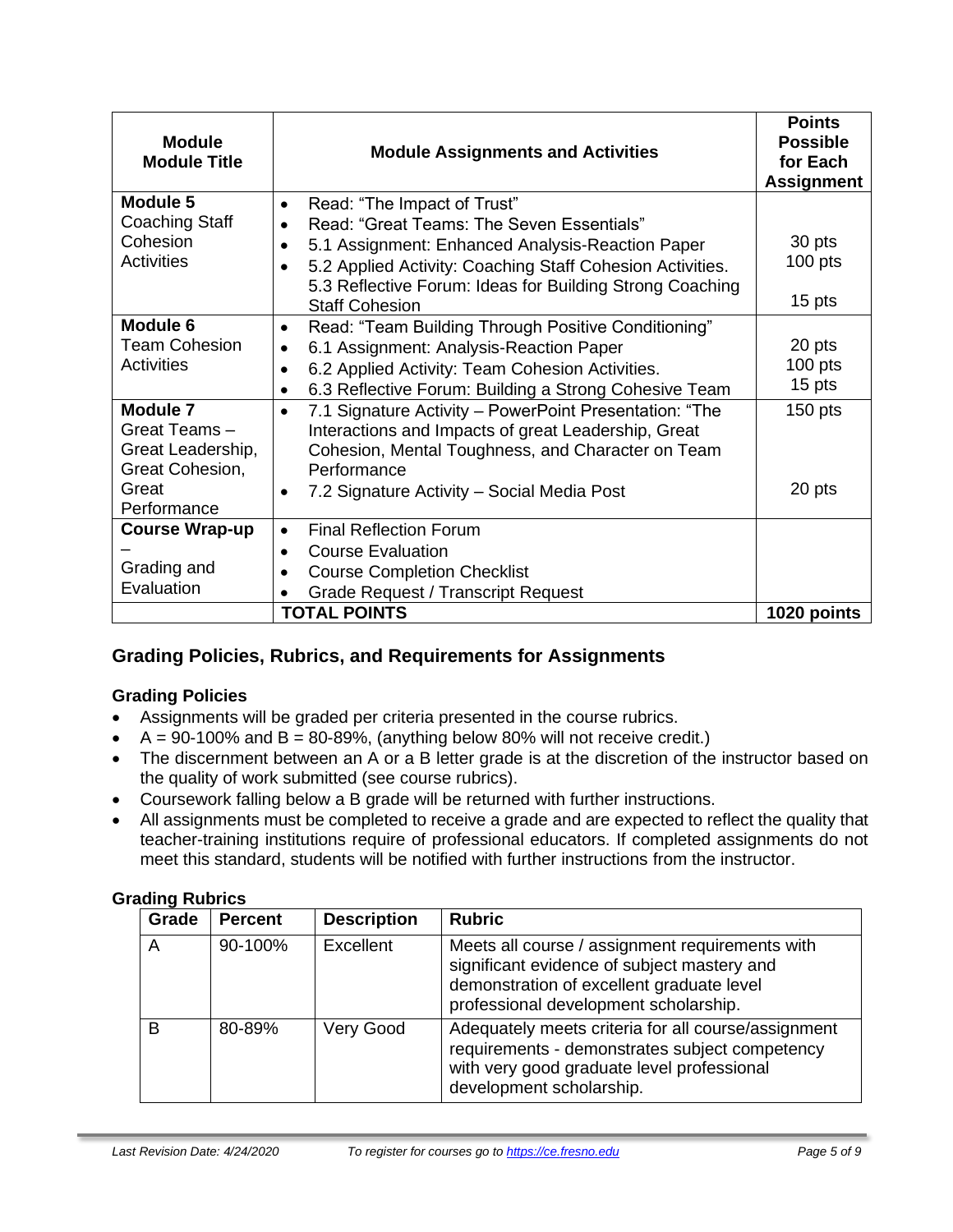| Module<br>Module Title | Module Assignments and Activities | Points Possible for Each Assignment |
|---|---|---|
| **Module 5**<br>Coaching Staff Cohesion Activities | • Read: "The Impact of Trust"<br>• Read: "Great Teams: The Seven Essentials"<br>• 5.1 Assignment: Enhanced Analysis-Reaction Paper<br>• 5.2 Applied Activity: Coaching Staff Cohesion Activities. 5.3 Reflective Forum: Ideas for Building Strong Coaching Staff Cohesion | 30 pts<br>100 pts<br>15 pts |
| **Module 6**<br>Team Cohesion Activities | • Read: "Team Building Through Positive Conditioning"<br>• 6.1 Assignment: Analysis-Reaction Paper<br>• 6.2 Applied Activity: Team Cohesion Activities.<br>• 6.3 Reflective Forum: Building a Strong Cohesive Team | 20 pts<br>100 pts<br>15 pts |
| **Module 7**<br>Great Teams – Great Leadership, Great Cohesion, Great Performance | • 7.1 Signature Activity – PowerPoint Presentation: "The Interactions and Impacts of great Leadership, Great Cohesion, Mental Toughness, and Character on Team Performance<br>• 7.2 Signature Activity – Social Media Post | 150 pts<br>20 pts |
| **Course Wrap-up** – Grading and Evaluation | • Final Reflection Forum<br>• Course Evaluation<br>• Course Completion Checklist<br>• Grade Request / Transcript Request | |
| | **TOTAL POINTS** | **1020 points** |

## Grading Policies, Rubrics, and Requirements for Assignments

### Grading Policies

- Assignments will be graded per criteria presented in the course rubrics.
- A = 90-100% and B = 80-89%, (anything below 80% will not receive credit.)
- The discernment between an A or a B letter grade is at the discretion of the instructor based on the quality of work submitted (see course rubrics).
- Coursework falling below a B grade will be returned with further instructions.
- All assignments must be completed to receive a grade and are expected to reflect the quality that teacher-training institutions require of professional educators. If completed assignments do not meet this standard, students will be notified with further instructions from the instructor.

### Grading Rubrics

| Grade | Percent | Description | Rubric |
|---|---|---|---|
| A | 90-100% | Excellent | Meets all course / assignment requirements with significant evidence of subject mastery and demonstration of excellent graduate level professional development scholarship. |
| B | 80-89% | Very Good | Adequately meets criteria for all course/assignment requirements - demonstrates subject competency with very good graduate level professional development scholarship. |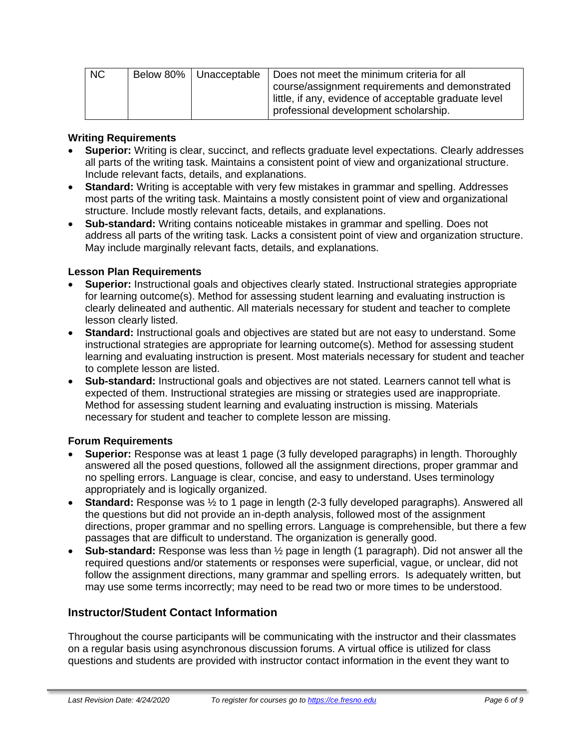| NC | Below 80% | Unacceptable | Does not meet the minimum criteria for all course/assignment requirements and demonstrated little, if any, evidence of acceptable graduate level professional development scholarship. |
|---|---|---|---|

**Writing Requirements**

- **Superior:** Writing is clear, succinct, and reflects graduate level expectations. Clearly addresses all parts of the writing task. Maintains a consistent point of view and organizational structure. Include relevant facts, details, and explanations.
- **Standard:** Writing is acceptable with very few mistakes in grammar and spelling. Addresses most parts of the writing task. Maintains a mostly consistent point of view and organizational structure. Include mostly relevant facts, details, and explanations.
- **Sub-standard:** Writing contains noticeable mistakes in grammar and spelling. Does not address all parts of the writing task. Lacks a consistent point of view and organization structure. May include marginally relevant facts, details, and explanations.

**Lesson Plan Requirements**

- **Superior:** Instructional goals and objectives clearly stated. Instructional strategies appropriate for learning outcome(s). Method for assessing student learning and evaluating instruction is clearly delineated and authentic. All materials necessary for student and teacher to complete lesson clearly listed.
- **Standard:** Instructional goals and objectives are stated but are not easy to understand. Some instructional strategies are appropriate for learning outcome(s). Method for assessing student learning and evaluating instruction is present. Most materials necessary for student and teacher to complete lesson are listed.
- **Sub-standard:** Instructional goals and objectives are not stated. Learners cannot tell what is expected of them. Instructional strategies are missing or strategies used are inappropriate. Method for assessing student learning and evaluating instruction is missing. Materials necessary for student and teacher to complete lesson are missing.

**Forum Requirements**

- **Superior:** Response was at least 1 page (3 fully developed paragraphs) in length. Thoroughly answered all the posed questions, followed all the assignment directions, proper grammar and no spelling errors. Language is clear, concise, and easy to understand. Uses terminology appropriately and is logically organized.
- **Standard:** Response was ½ to 1 page in length (2-3 fully developed paragraphs). Answered all the questions but did not provide an in-depth analysis, followed most of the assignment directions, proper grammar and no spelling errors. Language is comprehensible, but there a few passages that are difficult to understand. The organization is generally good.
- **Sub-standard:** Response was less than ½ page in length (1 paragraph). Did not answer all the required questions and/or statements or responses were superficial, vague, or unclear, did not follow the assignment directions, many grammar and spelling errors. Is adequately written, but may use some terms incorrectly; may need to be read two or more times to be understood.

## Instructor/Student Contact Information

Throughout the course participants will be communicating with the instructor and their classmates on a regular basis using asynchronous discussion forums. A virtual office is utilized for class questions and students are provided with instructor contact information in the event they want to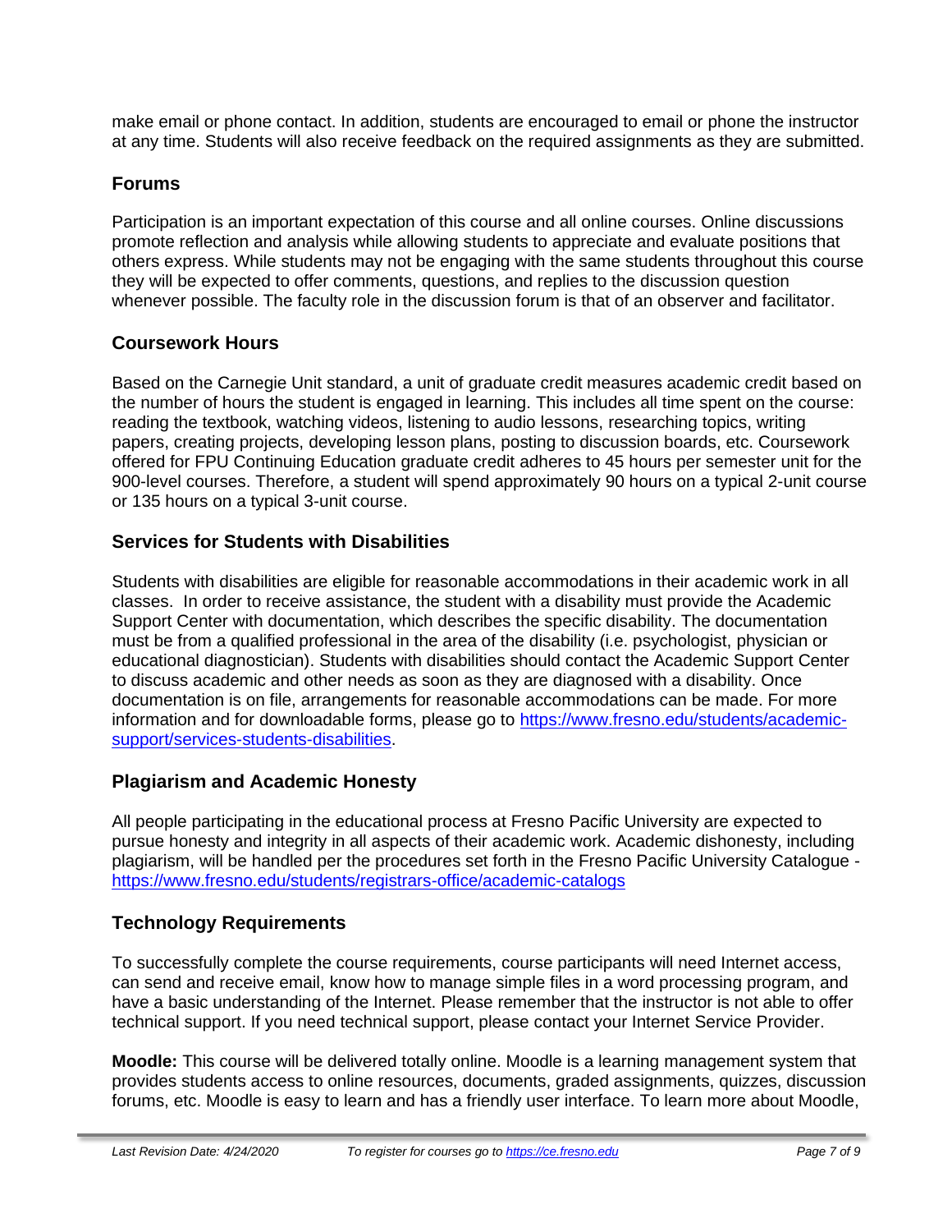make email or phone contact. In addition, students are encouraged to email or phone the instructor at any time. Students will also receive feedback on the required assignments as they are submitted.

## Forums

Participation is an important expectation of this course and all online courses. Online discussions promote reflection and analysis while allowing students to appreciate and evaluate positions that others express. While students may not be engaging with the same students throughout this course they will be expected to offer comments, questions, and replies to the discussion question whenever possible. The faculty role in the discussion forum is that of an observer and facilitator.

## Coursework Hours

Based on the Carnegie Unit standard, a unit of graduate credit measures academic credit based on the number of hours the student is engaged in learning. This includes all time spent on the course: reading the textbook, watching videos, listening to audio lessons, researching topics, writing papers, creating projects, developing lesson plans, posting to discussion boards, etc. Coursework offered for FPU Continuing Education graduate credit adheres to 45 hours per semester unit for the 900-level courses. Therefore, a student will spend approximately 90 hours on a typical 2-unit course or 135 hours on a typical 3-unit course.

## Services for Students with Disabilities

Students with disabilities are eligible for reasonable accommodations in their academic work in all classes. In order to receive assistance, the student with a disability must provide the Academic Support Center with documentation, which describes the specific disability. The documentation must be from a qualified professional in the area of the disability (i.e. psychologist, physician or educational diagnostician). Students with disabilities should contact the Academic Support Center to discuss academic and other needs as soon as they are diagnosed with a disability. Once documentation is on file, arrangements for reasonable accommodations can be made. For more information and for downloadable forms, please go to [https://www.fresno.edu/students/academic-support/services-students-disabilities](https://www.fresno.edu/students/academic-support/services-students-disabilities).

## Plagiarism and Academic Honesty

All people participating in the educational process at Fresno Pacific University are expected to pursue honesty and integrity in all aspects of their academic work. Academic dishonesty, including plagiarism, will be handled per the procedures set forth in the Fresno Pacific University Catalogue - [https://www.fresno.edu/students/registrars-office/academic-catalogs](https://www.fresno.edu/students/registrars-office/academic-catalogs)

## Technology Requirements

To successfully complete the course requirements, course participants will need Internet access, can send and receive email, know how to manage simple files in a word processing program, and have a basic understanding of the Internet. Please remember that the instructor is not able to offer technical support. If you need technical support, please contact your Internet Service Provider.

**Moodle:** This course will be delivered totally online. Moodle is a learning management system that provides students access to online resources, documents, graded assignments, quizzes, discussion forums, etc. Moodle is easy to learn and has a friendly user interface. To learn more about Moodle,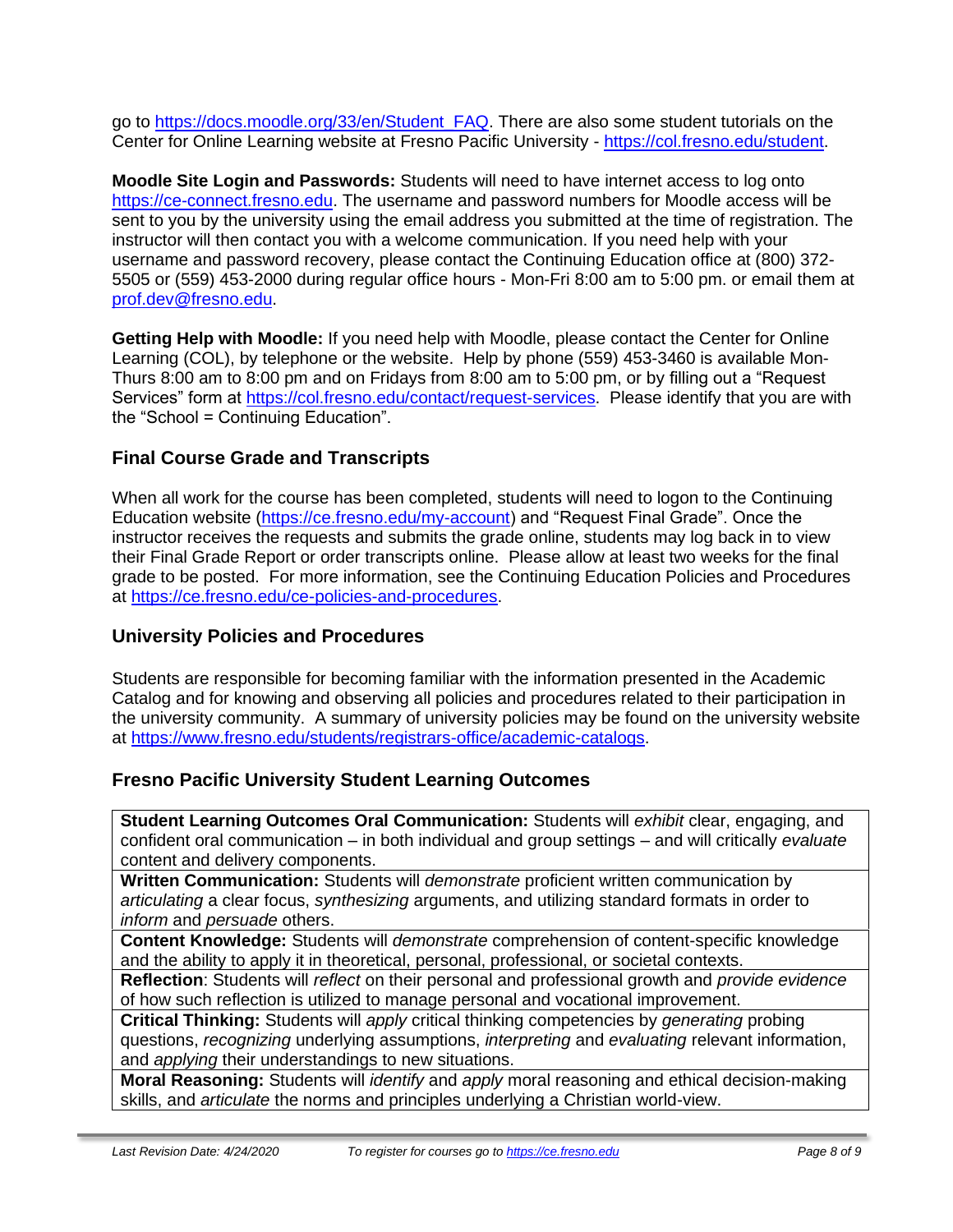go to https://docs.moodle.org/33/en/Student_FAQ. There are also some student tutorials on the Center for Online Learning website at Fresno Pacific University - https://col.fresno.edu/student.

**Moodle Site Login and Passwords:** Students will need to have internet access to log onto https://ce-connect.fresno.edu. The username and password numbers for Moodle access will be sent to you by the university using the email address you submitted at the time of registration. The instructor will then contact you with a welcome communication. If you need help with your username and password recovery, please contact the Continuing Education office at (800) 372-5505 or (559) 453-2000 during regular office hours - Mon-Fri 8:00 am to 5:00 pm. or email them at prof.dev@fresno.edu.

**Getting Help with Moodle:** If you need help with Moodle, please contact the Center for Online Learning (COL), by telephone or the website. Help by phone (559) 453-3460 is available Mon-Thurs 8:00 am to 8:00 pm and on Fridays from 8:00 am to 5:00 pm, or by filling out a "Request Services" form at https://col.fresno.edu/contact/request-services. Please identify that you are with the "School = Continuing Education".

## Final Course Grade and Transcripts

When all work for the course has been completed, students will need to logon to the Continuing Education website (https://ce.fresno.edu/my-account) and "Request Final Grade". Once the instructor receives the requests and submits the grade online, students may log back in to view their Final Grade Report or order transcripts online. Please allow at least two weeks for the final grade to be posted. For more information, see the Continuing Education Policies and Procedures at https://ce.fresno.edu/ce-policies-and-procedures.

## University Policies and Procedures

Students are responsible for becoming familiar with the information presented in the Academic Catalog and for knowing and observing all policies and procedures related to their participation in the university community. A summary of university policies may be found on the university website at https://www.fresno.edu/students/registrars-office/academic-catalogs.

## Fresno Pacific University Student Learning Outcomes

| **Student Learning Outcomes Oral Communication:** Students will *exhibit* clear, engaging, and confident oral communication – in both individual and group settings – and will critically *evaluate* content and delivery components. |
|---|
| **Written Communication:** Students will *demonstrate* proficient written communication by *articulating* a clear focus, *synthesizing* arguments, and utilizing standard formats in order to *inform* and *persuade* others. |
| **Content Knowledge:** Students will *demonstrate* comprehension of content-specific knowledge and the ability to apply it in theoretical, personal, professional, or societal contexts. |
| **Reflection**: Students will *reflect* on their personal and professional growth and *provide evidence* of how such reflection is utilized to manage personal and vocational improvement. |
| **Critical Thinking:** Students will *apply* critical thinking competencies by *generating* probing questions, *recognizing* underlying assumptions, *interpreting* and *evaluating* relevant information, and *applying* their understandings to new situations. |
| **Moral Reasoning:** Students will *identify* and *apply* moral reasoning and ethical decision-making skills, and *articulate* the norms and principles underlying a Christian world-view. |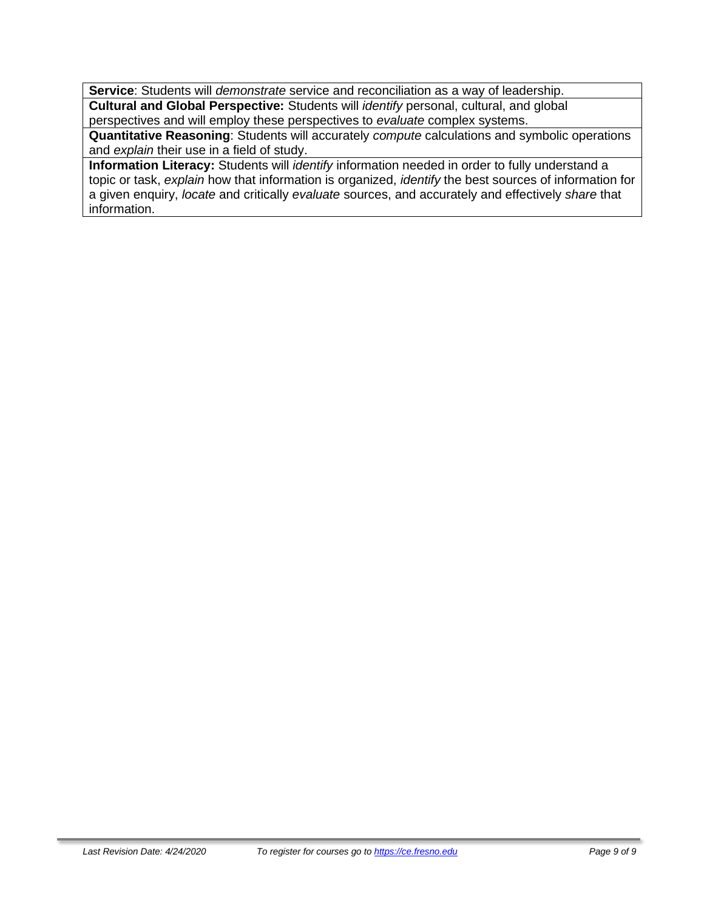| |
|---|
| **Service**: Students will *demonstrate* service and reconciliation as a way of leadership. |
| **Cultural and Global Perspective:** Students will *identify* personal, cultural, and global perspectives and will employ these perspectives to *evaluate* complex systems. |
| **Quantitative Reasoning**: Students will accurately *compute* calculations and symbolic operations and *explain* their use in a field of study. |
| **Information Literacy:** Students will *identify* information needed in order to fully understand a topic or task, *explain* how that information is organized, *identify* the best sources of information for a given enquiry, *locate* and critically *evaluate* sources, and accurately and effectively *share* that information. |